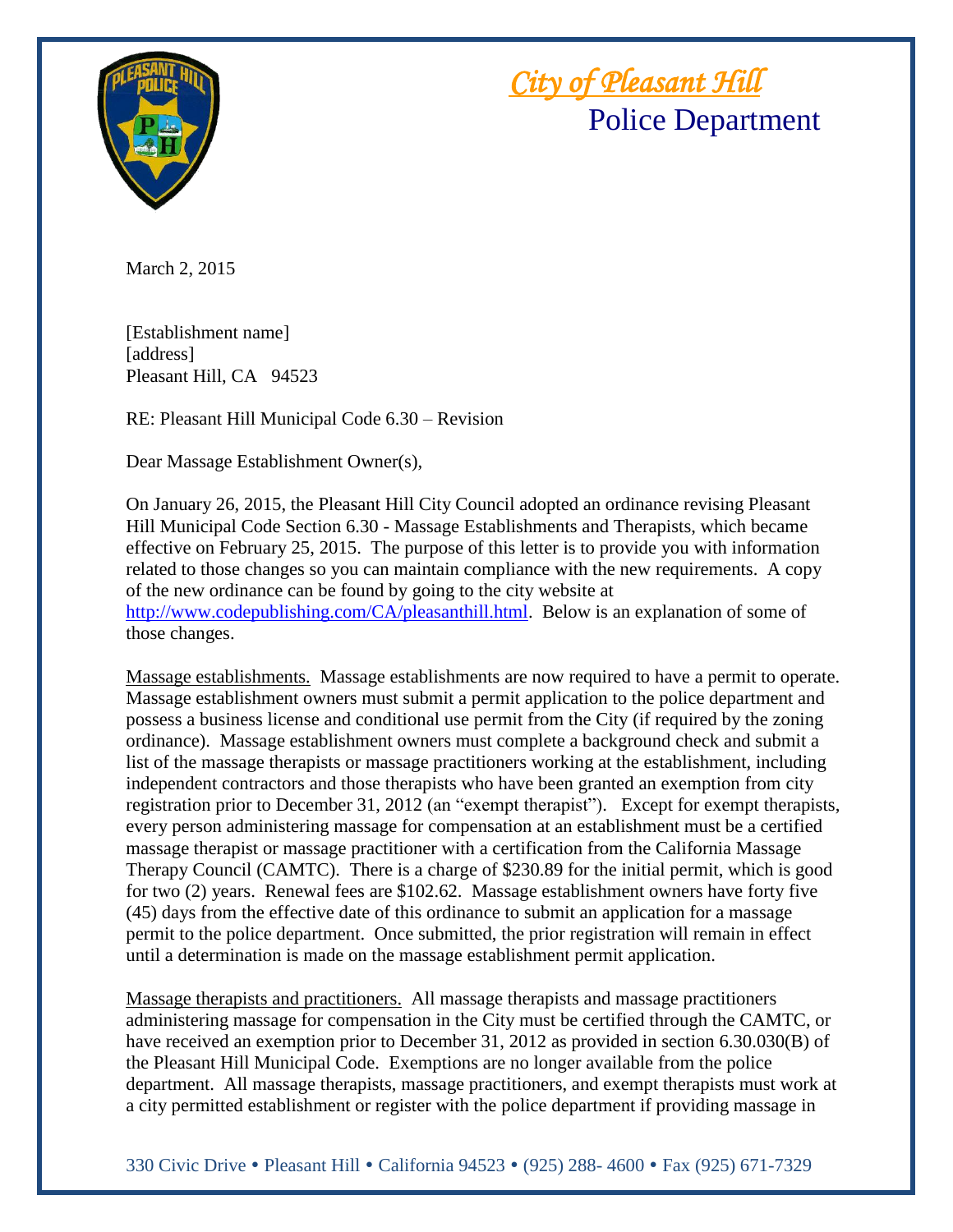# *City of Pleasant Hill*

## Police Department

March 2, 2015

[Establishment name]
[address]
Pleasant Hill, CA 94523

RE: Pleasant Hill Municipal Code 6.30 – Revision

Dear Massage Establishment Owner(s),

On January 26, 2015, the Pleasant Hill City Council adopted an ordinance revising Pleasant Hill Municipal Code Section 6.30 - Massage Establishments and Therapists, which became effective on February 25, 2015. The purpose of this letter is to provide you with information related to those changes so you can maintain compliance with the new requirements. A copy of the new ordinance can be found by going to the city website at http://www.codepublishing.com/CA/pleasanthill.html. Below is an explanation of some of those changes.

Massage establishments. Massage establishments are now required to have a permit to operate. Massage establishment owners must submit a permit application to the police department and possess a business license and conditional use permit from the City (if required by the zoning ordinance). Massage establishment owners must complete a background check and submit a list of the massage therapists or massage practitioners working at the establishment, including independent contractors and those therapists who have been granted an exemption from city registration prior to December 31, 2012 (an "exempt therapist"). Except for exempt therapists, every person administering massage for compensation at an establishment must be a certified massage therapist or massage practitioner with a certification from the California Massage Therapy Council (CAMTC). There is a charge of $230.89 for the initial permit, which is good for two (2) years. Renewal fees are $102.62. Massage establishment owners have forty five (45) days from the effective date of this ordinance to submit an application for a massage permit to the police department. Once submitted, the prior registration will remain in effect until a determination is made on the massage establishment permit application.

Massage therapists and practitioners. All massage therapists and massage practitioners administering massage for compensation in the City must be certified through the CAMTC, or have received an exemption prior to December 31, 2012 as provided in section 6.30.030(B) of the Pleasant Hill Municipal Code. Exemptions are no longer available from the police department. All massage therapists, massage practitioners, and exempt therapists must work at a city permitted establishment or register with the police department if providing massage in

330 Civic Drive • Pleasant Hill • California 94523 • (925) 288- 4600 • Fax (925) 671-7329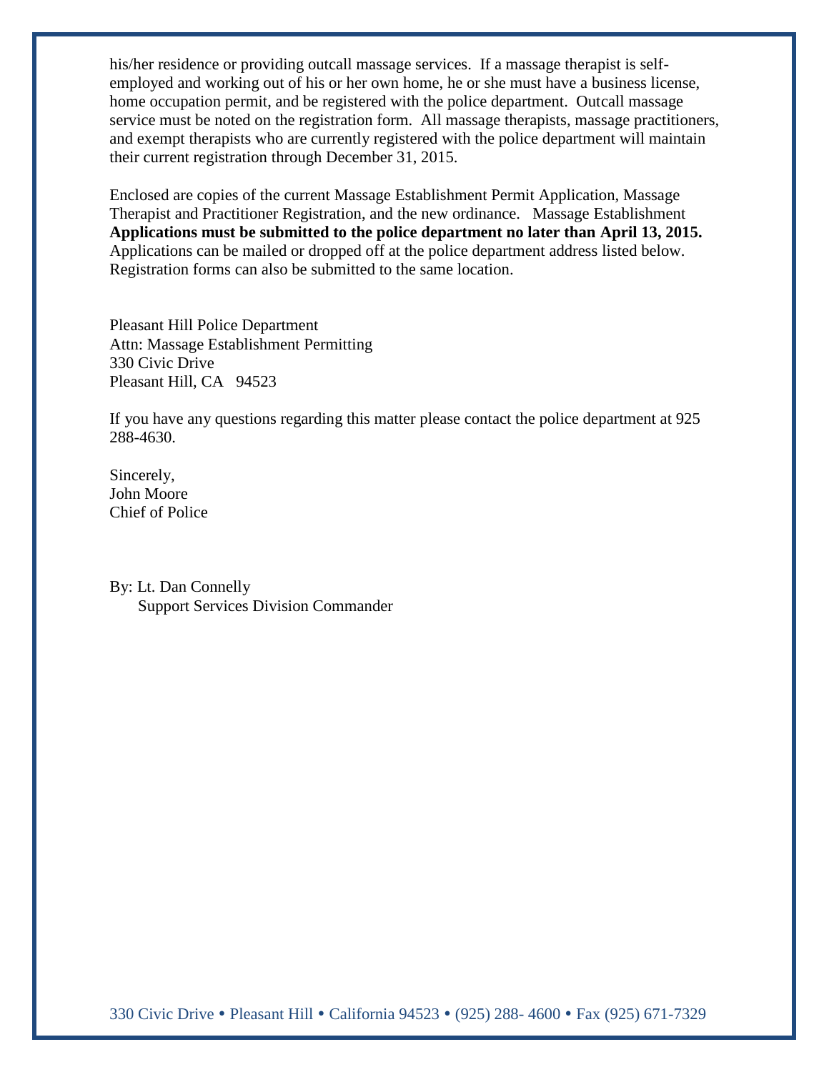his/her residence or providing outcall massage services. If a massage therapist is self-employed and working out of his or her own home, he or she must have a business license, home occupation permit, and be registered with the police department. Outcall massage service must be noted on the registration form. All massage therapists, massage practitioners, and exempt therapists who are currently registered with the police department will maintain their current registration through December 31, 2015.

Enclosed are copies of the current Massage Establishment Permit Application, Massage Therapist and Practitioner Registration, and the new ordinance. Massage Establishment **Applications must be submitted to the police department no later than April 13, 2015.** Applications can be mailed or dropped off at the police department address listed below. Registration forms can also be submitted to the same location.

Pleasant Hill Police Department
Attn: Massage Establishment Permitting
330 Civic Drive
Pleasant Hill, CA 94523

If you have any questions regarding this matter please contact the police department at 925 288-4630.

Sincerely,
John Moore
Chief of Police

By: Lt. Dan Connelly
Support Services Division Commander

330 Civic Drive • Pleasant Hill • California 94523 • (925) 288- 4600 • Fax (925) 671-7329